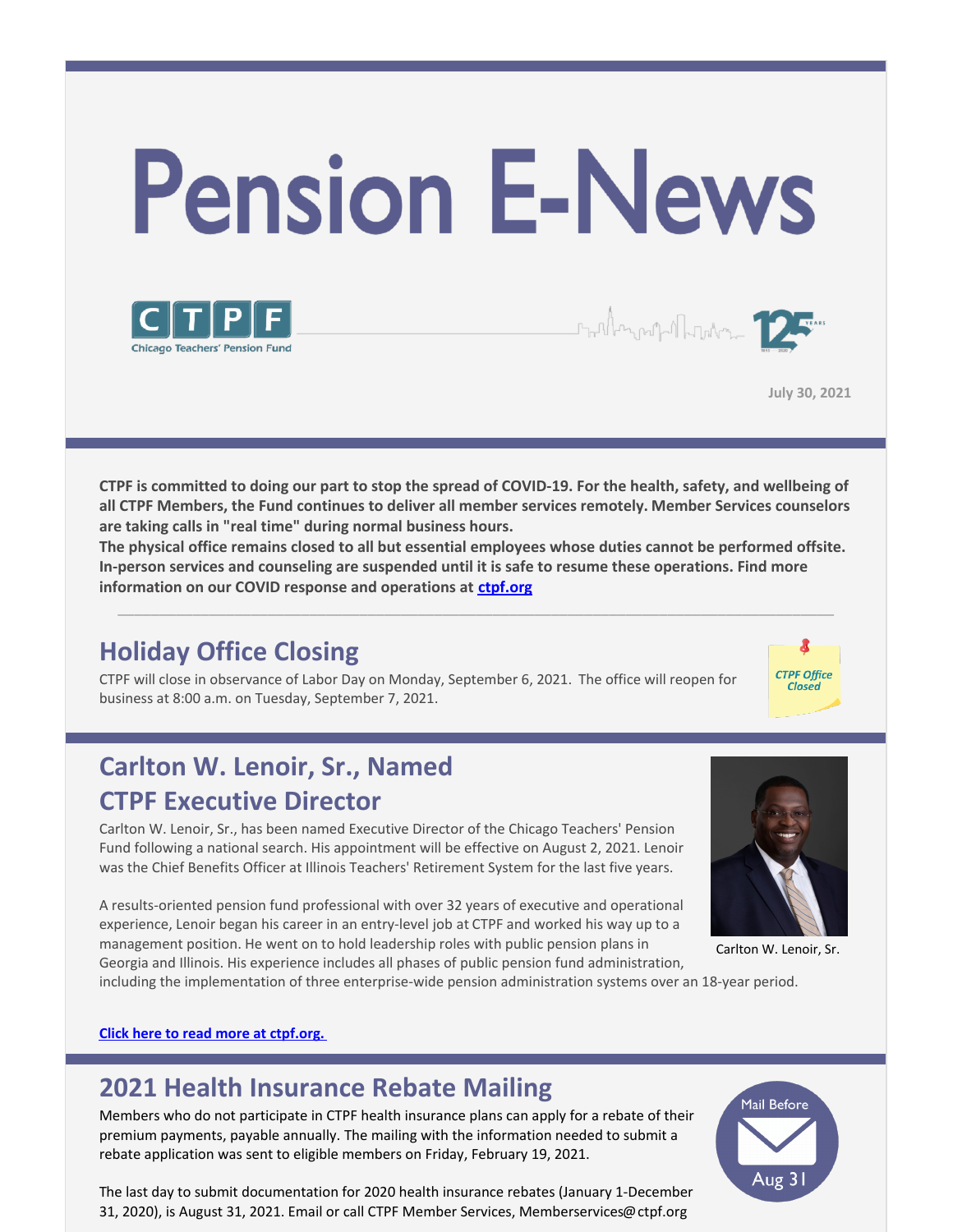# Pension E-News

CTPF
Chicago Teachers' Pension Fund

July 30, 2021

**CTPF is committed to doing our part to stop the spread of COVID-19. For the health, safety, and wellbeing of all CTPF Members, the Fund continues to deliver all member services remotely. Member Services counselors are taking calls in "real time" during normal business hours.**
**The physical office remains closed to all but essential employees whose duties cannot be performed offsite. In-person services and counseling are suspended until it is safe to resume these operations. Find more information on our COVID response and operations at [ctpf.org](ctpf.org)**

---

## Holiday Office Closing

CTPF will close in observance of Labor Day on Monday, September 6, 2021. The office will reopen for business at 8:00 a.m. on Tuesday, September 7, 2021.

*CTPF Office Closed*

## Carlton W. Lenoir, Sr., Named CTPF Executive Director

Carlton W. Lenoir, Sr., has been named Executive Director of the Chicago Teachers' Pension Fund following a national search. His appointment will be effective on August 2, 2021. Lenoir was the Chief Benefits Officer at Illinois Teachers' Retirement System for the last five years.

A results-oriented pension fund professional with over 32 years of executive and operational experience, Lenoir began his career in an entry-level job at CTPF and worked his way up to a management position. He went on to hold leadership roles with public pension plans in Georgia and Illinois. His experience includes all phases of public pension fund administration, including the implementation of three enterprise-wide pension administration systems over an 18-year period.

Carlton W. Lenoir, Sr.

**[Click here to read more at ctpf.org.](ctpf.org)**

## 2021 Health Insurance Rebate Mailing

Mail Before Aug 31

Members who do not participate in CTPF health insurance plans can apply for a rebate of their premium payments, payable annually. The mailing with the information needed to submit a rebate application was sent to eligible members on Friday, February 19, 2021.

The last day to submit documentation for 2020 health insurance rebates (January 1-December 31, 2020), is August 31, 2021. Email or call CTPF Member Services, Memberservices@ctpf.org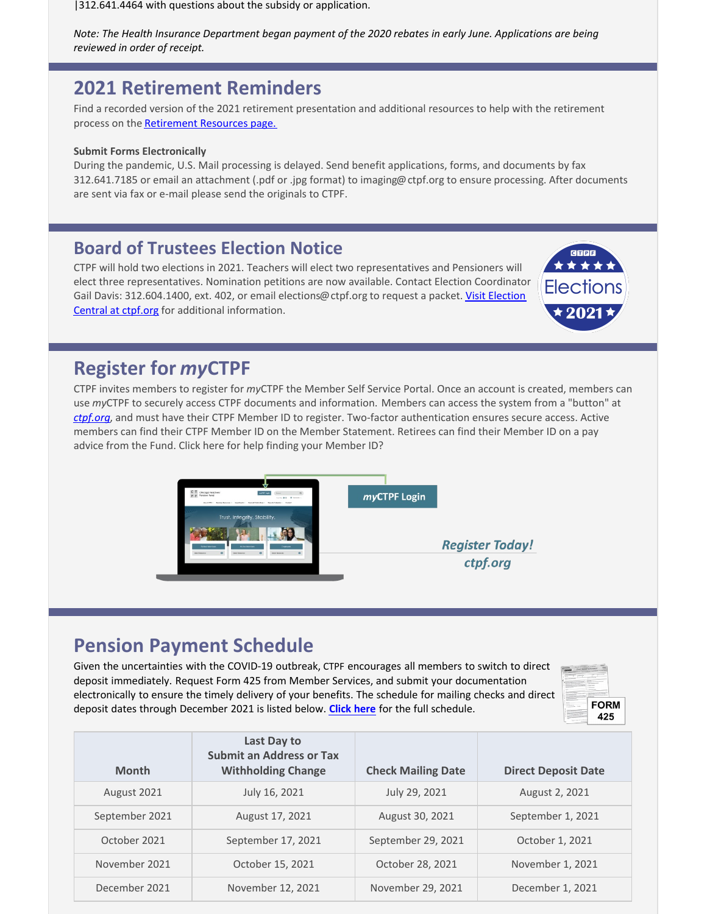|312.641.4464 with questions about the subsidy or application.

*Note: The Health Insurance Department began payment of the 2020 rebates in early June. Applications are being reviewed in order of receipt.*

## 2021 Retirement Reminders

Find a recorded version of the 2021 retirement presentation and additional resources to help with the retirement process on the Retirement Resources page.

**Submit Forms Electronically**

During the pandemic, U.S. Mail processing is delayed. Send benefit applications, forms, and documents by fax 312.641.7185 or email an attachment (.pdf or .jpg format) to imaging@ctpf.org to ensure processing. After documents are sent via fax or e-mail please send the originals to CTPF.

## Board of Trustees Election Notice

CTPF will hold two elections in 2021. Teachers will elect two representatives and Pensioners will elect three representatives. Nomination petitions are now available. Contact Election Coordinator Gail Davis: 312.604.1400, ext. 402, or email elections@ctpf.org to request a packet. Visit Election Central at ctpf.org for additional information.

## Register for *my*CTPF

CTPF invites members to register for *my*CTPF the Member Self Service Portal. Once an account is created, members can use *my*CTPF to securely access CTPF documents and information. Members can access the system from a "button" at *ctpf.org*, and must have their CTPF Member ID to register. Two-factor authentication ensures secure access. Active members can find their CTPF Member ID on the Member Statement. Retirees can find their Member ID on a pay advice from the Fund. Click here for help finding your Member ID?

***my*CTPF Login**

***Register Today!***
***ctpf.org***

## Pension Payment Schedule

Given the uncertainties with the COVID-19 outbreak, CTPF encourages all members to switch to direct deposit immediately. Request Form 425 from Member Services, and submit your documentation electronically to ensure the timely delivery of your benefits. The schedule for mailing checks and direct deposit dates through December 2021 is listed below. **Click here** for the full schedule.

| Month | Last Day to Submit an Address or Tax Withholding Change | Check Mailing Date | Direct Deposit Date |
|---|---|---|---|
| August 2021 | July 16, 2021 | July 29, 2021 | August 2, 2021 |
| September 2021 | August 17, 2021 | August 30, 2021 | September 1, 2021 |
| October 2021 | September 17, 2021 | September 29, 2021 | October 1, 2021 |
| November 2021 | October 15, 2021 | October 28, 2021 | November 1, 2021 |
| December 2021 | November 12, 2021 | November 29, 2021 | December 1, 2021 |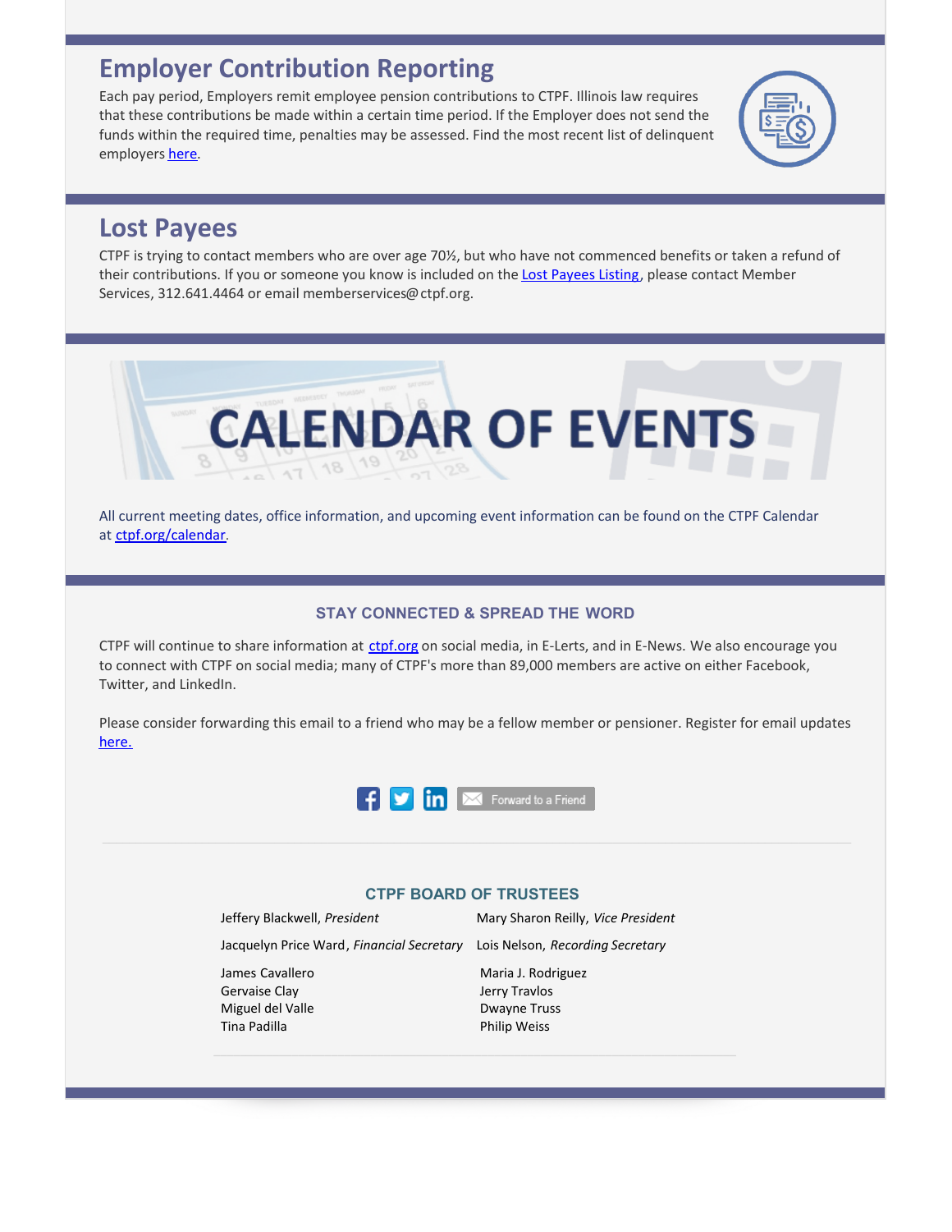## Employer Contribution Reporting

Each pay period, Employers remit employee pension contributions to CTPF. Illinois law requires that these contributions be made within a certain time period. If the Employer does not send the funds within the required time, penalties may be assessed. Find the most recent list of delinquent employers here.

## Lost Payees

CTPF is trying to contact members who are over age 70½, but who have not commenced benefits or taken a refund of their contributions. If you or someone you know is included on the Lost Payees Listing, please contact Member Services, 312.641.4464 or email memberservices@ctpf.org.

## CALENDAR OF EVENTS

All current meeting dates, office information, and upcoming event information can be found on the CTPF Calendar at ctpf.org/calendar.

### STAY CONNECTED & SPREAD THE WORD

CTPF will continue to share information at ctpf.org on social media, in E-Lerts, and in E-News. We also encourage you to connect with CTPF on social media; many of CTPF's more than 89,000 members are active on either Facebook, Twitter, and LinkedIn.

Please consider forwarding this email to a friend who may be a fellow member or pensioner. Register for email updates here.

Forward to a Friend

### CTPF BOARD OF TRUSTEES

Jeffery Blackwell, *President*

Mary Sharon Reilly, *Vice President*

Jacquelyn Price Ward, *Financial Secretary*

Lois Nelson, *Recording Secretary*

James Cavallero
Gervaise Clay
Miguel del Valle
Tina Padilla
Maria J. Rodriguez
Jerry Travlos
Dwayne Truss
Philip Weiss